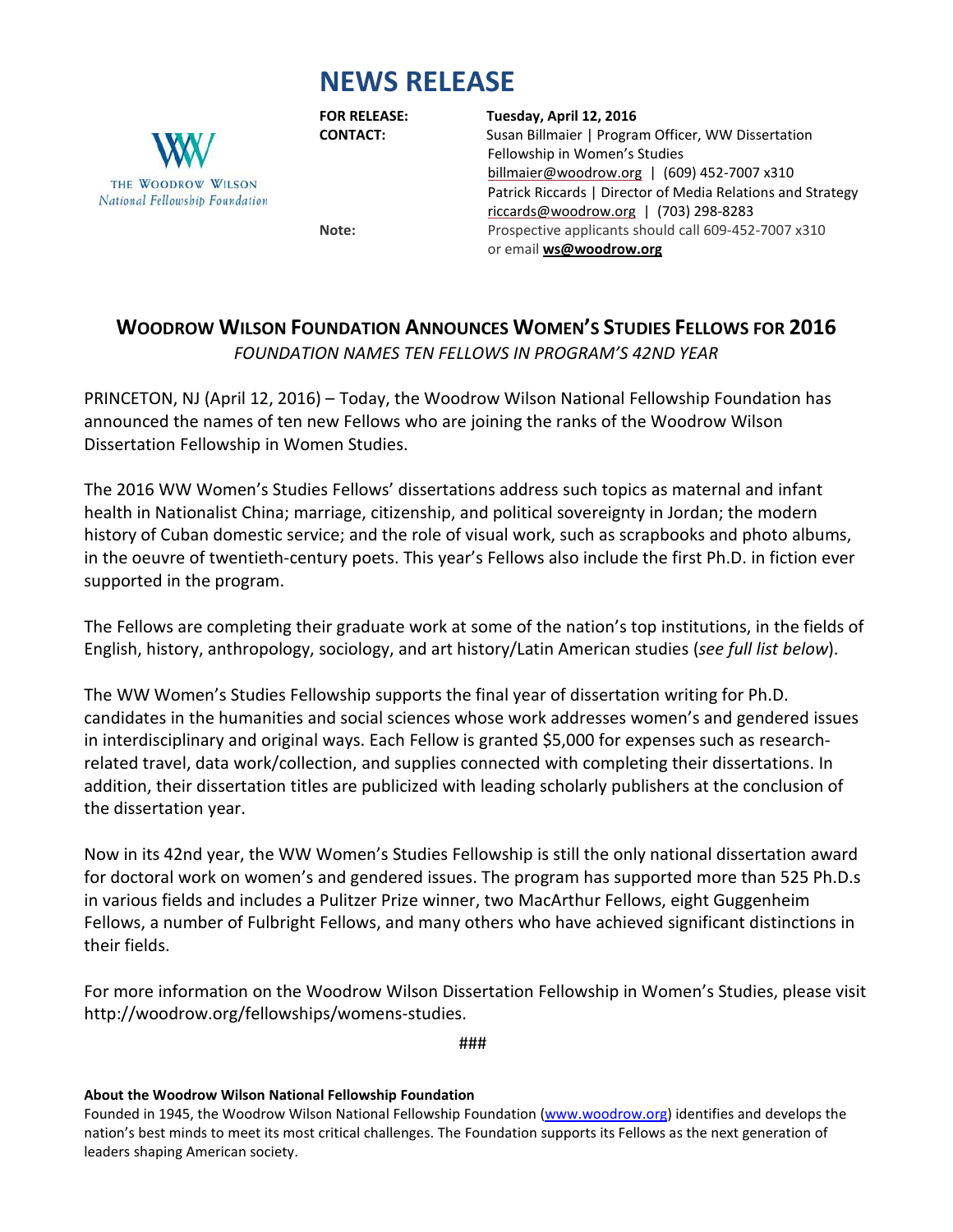# NEWS RELEASE

THE WOODROW WILSON
*National Fellowship Foundation*

**FOR RELEASE:** **Tuesday, April 12, 2016**

**CONTACT:** Susan Billmaier | Program Officer, WW Dissertation Fellowship in Women's Studies
billmaier@woodrow.org | (609) 452-7007 x310
Patrick Riccards | Director of Media Relations and Strategy
riccards@woodrow.org | (703) 298-8283

**Note:** Prospective applicants should call 609-452-7007 x310 or email **ws@woodrow.org**

## WOODROW WILSON FOUNDATION ANNOUNCES WOMEN'S STUDIES FELLOWS FOR 2016

*FOUNDATION NAMES TEN FELLOWS IN PROGRAM'S 42ND YEAR*

PRINCETON, NJ (April 12, 2016) – Today, the Woodrow Wilson National Fellowship Foundation has announced the names of ten new Fellows who are joining the ranks of the Woodrow Wilson Dissertation Fellowship in Women Studies.

The 2016 WW Women's Studies Fellows' dissertations address such topics as maternal and infant health in Nationalist China; marriage, citizenship, and political sovereignty in Jordan; the modern history of Cuban domestic service; and the role of visual work, such as scrapbooks and photo albums, in the oeuvre of twentieth-century poets. This year's Fellows also include the first Ph.D. in fiction ever supported in the program.

The Fellows are completing their graduate work at some of the nation's top institutions, in the fields of English, history, anthropology, sociology, and art history/Latin American studies (*see full list below*).

The WW Women's Studies Fellowship supports the final year of dissertation writing for Ph.D. candidates in the humanities and social sciences whose work addresses women's and gendered issues in interdisciplinary and original ways. Each Fellow is granted $5,000 for expenses such as research-related travel, data work/collection, and supplies connected with completing their dissertations. In addition, their dissertation titles are publicized with leading scholarly publishers at the conclusion of the dissertation year.

Now in its 42nd year, the WW Women's Studies Fellowship is still the only national dissertation award for doctoral work on women's and gendered issues. The program has supported more than 525 Ph.D.s in various fields and includes a Pulitzer Prize winner, two MacArthur Fellows, eight Guggenheim Fellows, a number of Fulbright Fellows, and many others who have achieved significant distinctions in their fields.

For more information on the Woodrow Wilson Dissertation Fellowship in Women's Studies, please visit http://woodrow.org/fellowships/womens-studies.

###

**About the Woodrow Wilson National Fellowship Foundation**

Founded in 1945, the Woodrow Wilson National Fellowship Foundation (www.woodrow.org) identifies and develops the nation's best minds to meet its most critical challenges. The Foundation supports its Fellows as the next generation of leaders shaping American society.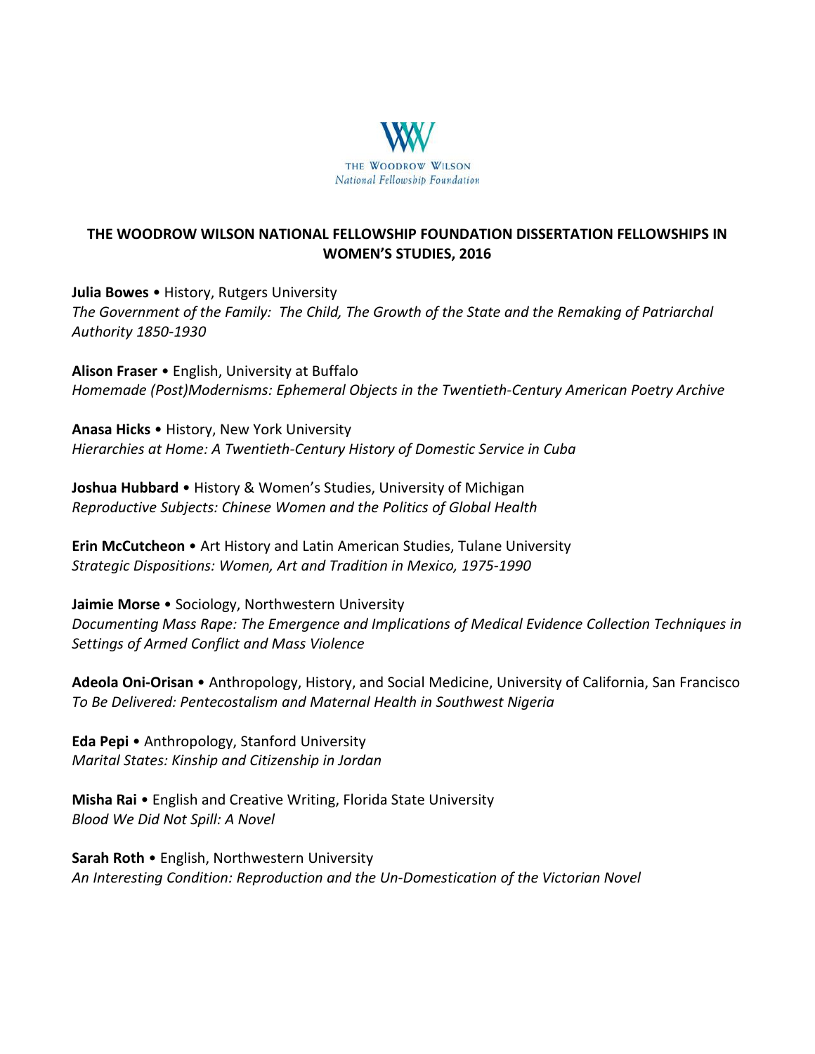THE WOODROW WILSON
National Fellowship Foundation

## THE WOODROW WILSON NATIONAL FELLOWSHIP FOUNDATION DISSERTATION FELLOWSHIPS IN WOMEN'S STUDIES, 2016

**Julia Bowes** • History, Rutgers University
*The Government of the Family: The Child, The Growth of the State and the Remaking of Patriarchal Authority 1850-1930*

**Alison Fraser** • English, University at Buffalo
*Homemade (Post)Modernisms: Ephemeral Objects in the Twentieth-Century American Poetry Archive*

**Anasa Hicks** • History, New York University
*Hierarchies at Home: A Twentieth-Century History of Domestic Service in Cuba*

**Joshua Hubbard** • History & Women's Studies, University of Michigan
*Reproductive Subjects: Chinese Women and the Politics of Global Health*

**Erin McCutcheon** • Art History and Latin American Studies, Tulane University
*Strategic Dispositions: Women, Art and Tradition in Mexico, 1975-1990*

**Jaimie Morse** • Sociology, Northwestern University
*Documenting Mass Rape: The Emergence and Implications of Medical Evidence Collection Techniques in Settings of Armed Conflict and Mass Violence*

**Adeola Oni-Orisan** • Anthropology, History, and Social Medicine, University of California, San Francisco
*To Be Delivered: Pentecostalism and Maternal Health in Southwest Nigeria*

**Eda Pepi** • Anthropology, Stanford University
*Marital States: Kinship and Citizenship in Jordan*

**Misha Rai** • English and Creative Writing, Florida State University
*Blood We Did Not Spill: A Novel*

**Sarah Roth** • English, Northwestern University
*An Interesting Condition: Reproduction and the Un-Domestication of the Victorian Novel*